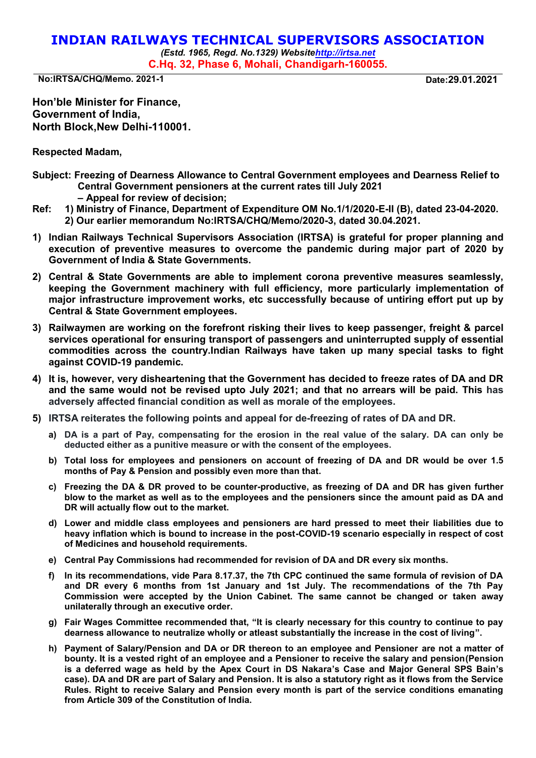# INDIAN RAILWAYS TECHNICAL SUPERVISORS ASSOCIATION

*(Estd. 1965, Regd. No.1329) Websitehttp://irtsa.net*

**C.Hq. 32, Phase 6, Mohali, Chandigarh-160055.**

**No:IRTSA/CHQ/Memo. 2021-1** **Date:29.01.2021**

**Hon'ble Minister for Finance,**
**Government of India,**
**North Block,New Delhi-110001.**

**Respected Madam,**

**Subject: Freezing of Dearness Allowance to Central Government employees and Dearness Relief to Central Government pensioners at the current rates till July 2021 – Appeal for review of decision;**

**Ref: 1) Ministry of Finance, Department of Expenditure OM No.1/1/2020-E-II (B), dated 23-04-2020.**
**2) Our earlier memorandum No:IRTSA/CHQ/Memo/2020-3, dated 30.04.2021.**

1) **Indian Railways Technical Supervisors Association (IRTSA) is grateful for proper planning and execution of preventive measures to overcome the pandemic during major part of 2020 by Government of India & State Governments.**

2) **Central & State Governments are able to implement corona preventive measures seamlessly, keeping the Government machinery with full efficiency, more particularly implementation of major infrastructure improvement works, etc successfully because of untiring effort put up by Central & State Government employees.**

3) **Railwaymen are working on the forefront risking their lives to keep passenger, freight & parcel services operational for ensuring transport of passengers and uninterrupted supply of essential commodities across the country.Indian Railways have taken up many special tasks to fight against COVID-19 pandemic.**

4) **It is, however, very disheartening that the Government has decided to freeze rates of DA and DR and the same would not be revised upto July 2021; and that no arrears will be paid. This has adversely affected financial condition as well as morale of the employees.**

5) **IRTSA reiterates the following points and appeal for de-freezing of rates of DA and DR.**

   a) **DA is a part of Pay, compensating for the erosion in the real value of the salary. DA can only be deducted either as a punitive measure or with the consent of the employees.**

   b) **Total loss for employees and pensioners on account of freezing of DA and DR would be over 1.5 months of Pay & Pension and possibly even more than that.**

   c) **Freezing the DA & DR proved to be counter-productive, as freezing of DA and DR has given further blow to the market as well as to the employees and the pensioners since the amount paid as DA and DR will actually flow out to the market.**

   d) **Lower and middle class employees and pensioners are hard pressed to meet their liabilities due to heavy inflation which is bound to increase in the post-COVID-19 scenario especially in respect of cost of Medicines and household requirements.**

   e) **Central Pay Commissions had recommended for revision of DA and DR every six months.**

   f) **In its recommendations, vide Para 8.17.37, the 7th CPC continued the same formula of revision of DA and DR every 6 months from 1st January and 1st July. The recommendations of the 7th Pay Commission were accepted by the Union Cabinet. The same cannot be changed or taken away unilaterally through an executive order.**

   g) **Fair Wages Committee recommended that, "It is clearly necessary for this country to continue to pay dearness allowance to neutralize wholly or atleast substantially the increase in the cost of living".**

   h) **Payment of Salary/Pension and DA or DR thereon to an employee and Pensioner are not a matter of bounty. It is a vested right of an employee and a Pensioner to receive the salary and pension(Pension is a deferred wage as held by the Apex Court in DS Nakara's Case and Major General SPS Bain's case). DA and DR are part of Salary and Pension. It is also a statutory right as it flows from the Service Rules. Right to receive Salary and Pension every month is part of the service conditions emanating from Article 309 of the Constitution of India.**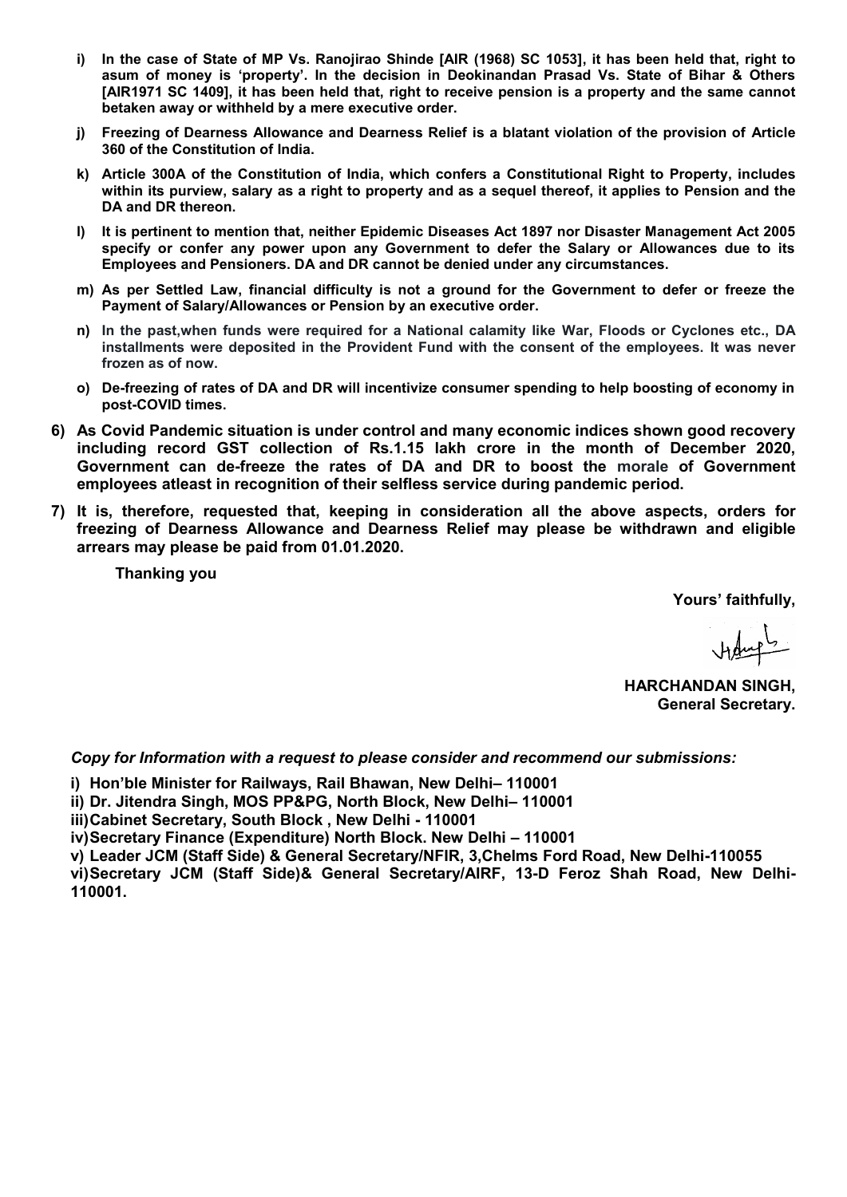i) **In the case of State of MP Vs. Ranojirao Shinde [AIR (1968) SC 1053], it has been held that, right to asum of money is 'property'. In the decision in Deokinandan Prasad Vs. State of Bihar & Others [AIR1971 SC 1409], it has been held that, right to receive pension is a property and the same cannot betaken away or withheld by a mere executive order.**

j) **Freezing of Dearness Allowance and Dearness Relief is a blatant violation of the provision of Article 360 of the Constitution of India.**

k) **Article 300A of the Constitution of India, which confers a Constitutional Right to Property, includes within its purview, salary as a right to property and as a sequel thereof, it applies to Pension and the DA and DR thereon.**

l) **It is pertinent to mention that, neither Epidemic Diseases Act 1897 nor Disaster Management Act 2005 specify or confer any power upon any Government to defer the Salary or Allowances due to its Employees and Pensioners. DA and DR cannot be denied under any circumstances.**

m) **As per Settled Law, financial difficulty is not a ground for the Government to defer or freeze the Payment of Salary/Allowances or Pension by an executive order.**

n) **In the past,when funds were required for a National calamity like War, Floods or Cyclones etc., DA installments were deposited in the Provident Fund with the consent of the employees. It was never frozen as of now.**

o) **De-freezing of rates of DA and DR will incentivize consumer spending to help boosting of economy in post-COVID times.**

6) **As Covid Pandemic situation is under control and many economic indices shown good recovery including record GST collection of Rs.1.15 lakh crore in the month of December 2020, Government can de-freeze the rates of DA and DR to boost the morale of Government employees atleast in recognition of their selfless service during pandemic period.**

7) **It is, therefore, requested that, keeping in consideration all the above aspects, orders for freezing of Dearness Allowance and Dearness Relief may please be withdrawn and eligible arrears may please be paid from 01.01.2020.**

**Thanking you**

**Yours' faithfully,**

**HARCHANDAN SINGH,**
**General Secretary.**

***Copy for Information with a request to please consider and recommend our submissions:***

**i) Hon'ble Minister for Railways, Rail Bhawan, New Delhi– 110001**
**ii) Dr. Jitendra Singh, MOS PP&PG, North Block, New Delhi– 110001**
**iii) Cabinet Secretary, South Block , New Delhi - 110001**
**iv) Secretary Finance (Expenditure) North Block. New Delhi – 110001**
**v) Leader JCM (Staff Side) & General Secretary/NFIR, 3,Chelms Ford Road, New Delhi-110055**
**vi) Secretary JCM (Staff Side)& General Secretary/AIRF, 13-D Feroz Shah Road, New Delhi-110001.**